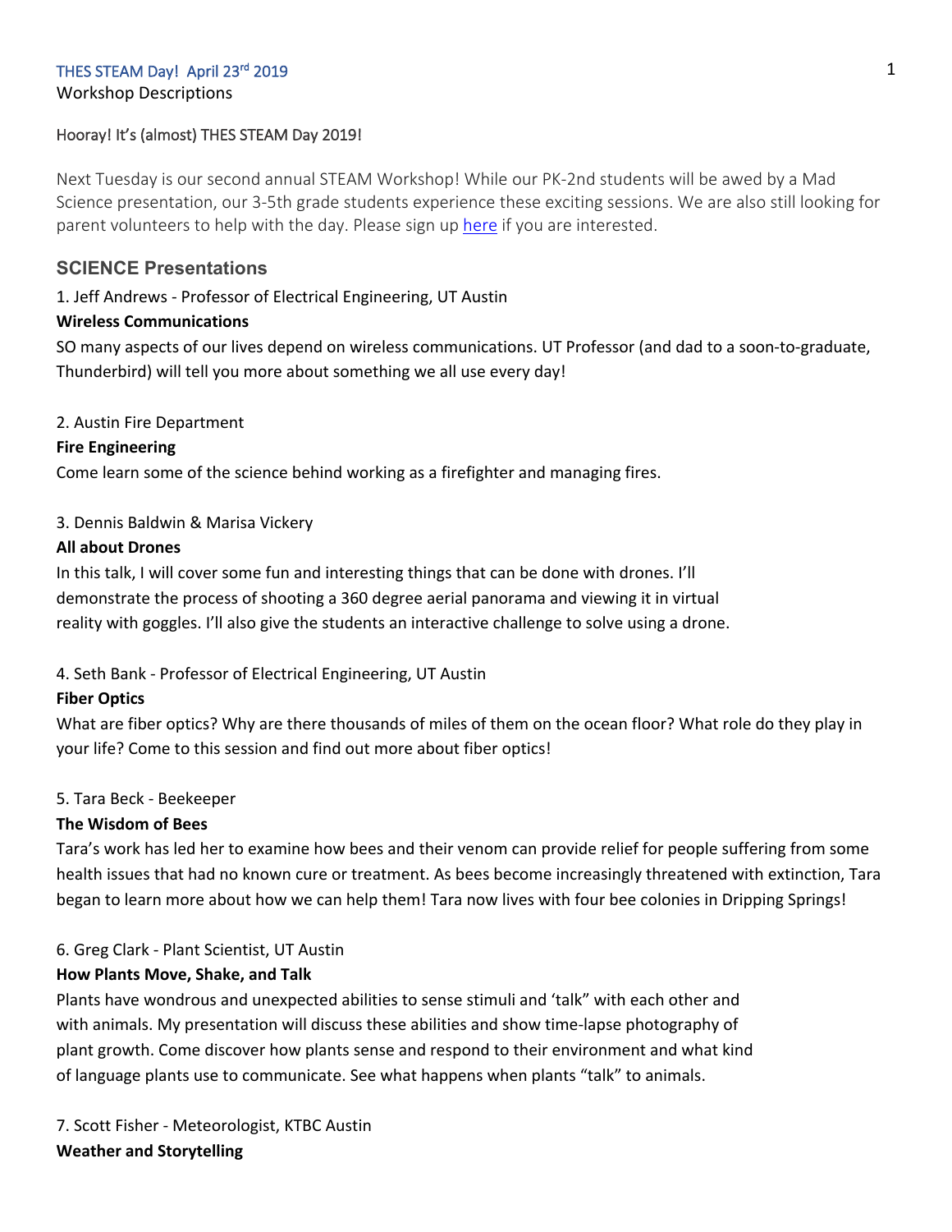THES STEAM Day! April 23rd 2019

Workshop Descriptions

Hooray! It's (almost) THES STEAM Day 2019!

Next Tuesday is our second annual STEAM Workshop! While our PK-2nd students will be awed by a Mad Science presentation, our 3-5th grade students experience these exciting sessions. We are also still looking for parent volunteers to help with the day. Please sign up here if you are interested.

## SCIENCE Presentations

1. Jeff Andrews - Professor of Electrical Engineering, UT Austin

**Wireless Communications**

SO many aspects of our lives depend on wireless communications. UT Professor (and dad to a soon-to-graduate, Thunderbird) will tell you more about something we all use every day!

2. Austin Fire Department

**Fire Engineering**

Come learn some of the science behind working as a firefighter and managing fires.

3. Dennis Baldwin & Marisa Vickery

**All about Drones**

In this talk, I will cover some fun and interesting things that can be done with drones. I'll demonstrate the process of shooting a 360 degree aerial panorama and viewing it in virtual reality with goggles. I'll also give the students an interactive challenge to solve using a drone.

4. Seth Bank - Professor of Electrical Engineering, UT Austin

**Fiber Optics**

What are fiber optics? Why are there thousands of miles of them on the ocean floor? What role do they play in your life? Come to this session and find out more about fiber optics!

5. Tara Beck - Beekeeper

**The Wisdom of Bees**

Tara's work has led her to examine how bees and their venom can provide relief for people suffering from some health issues that had no known cure or treatment. As bees become increasingly threatened with extinction, Tara began to learn more about how we can help them! Tara now lives with four bee colonies in Dripping Springs!

6. Greg Clark - Plant Scientist, UT Austin

**How Plants Move, Shake, and Talk**

Plants have wondrous and unexpected abilities to sense stimuli and 'talk" with each other and with animals. My presentation will discuss these abilities and show time-lapse photography of plant growth. Come discover how plants sense and respond to their environment and what kind of language plants use to communicate. See what happens when plants "talk" to animals.

7. Scott Fisher - Meteorologist, KTBC Austin

**Weather and Storytelling**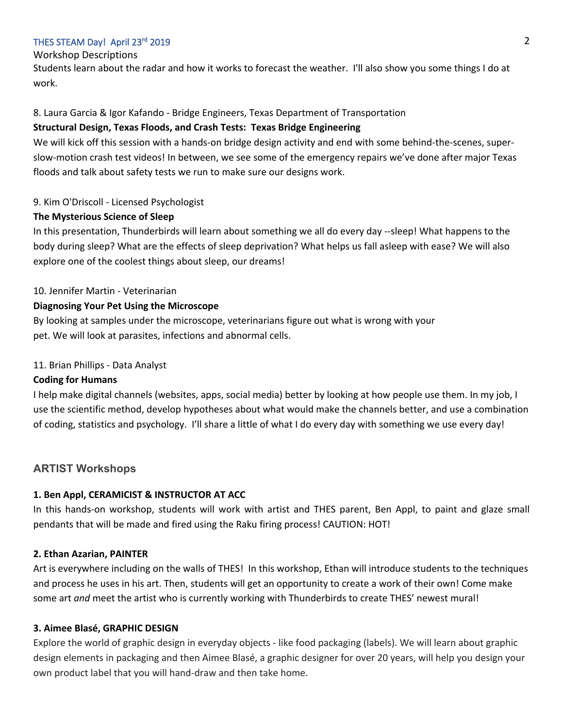Workshop Descriptions

Students learn about the radar and how it works to forecast the weather. I'll also show you some things I do at work.

8. Laura Garcia & Igor Kafando - Bridge Engineers, Texas Department of Transportation

**Structural Design, Texas Floods, and Crash Tests: Texas Bridge Engineering**

We will kick off this session with a hands-on bridge design activity and end with some behind-the-scenes, super-slow-motion crash test videos! In between, we see some of the emergency repairs we've done after major Texas floods and talk about safety tests we run to make sure our designs work.

9. Kim O'Driscoll - Licensed Psychologist

**The Mysterious Science of Sleep**

In this presentation, Thunderbirds will learn about something we all do every day --sleep! What happens to the body during sleep? What are the effects of sleep deprivation? What helps us fall asleep with ease? We will also explore one of the coolest things about sleep, our dreams!

10. Jennifer Martin - Veterinarian

**Diagnosing Your Pet Using the Microscope**

By looking at samples under the microscope, veterinarians figure out what is wrong with your pet. We will look at parasites, infections and abnormal cells.

11. Brian Phillips - Data Analyst

**Coding for Humans**

I help make digital channels (websites, apps, social media) better by looking at how people use them. In my job, I use the scientific method, develop hypotheses about what would make the channels better, and use a combination of coding, statistics and psychology. I'll share a little of what I do every day with something we use every day!

## ARTIST Workshops

**1. Ben Appl, CERAMICIST & INSTRUCTOR AT ACC**

In this hands-on workshop, students will work with artist and THES parent, Ben Appl, to paint and glaze small pendants that will be made and fired using the Raku firing process! CAUTION: HOT!

**2. Ethan Azarian, PAINTER**

Art is everywhere including on the walls of THES! In this workshop, Ethan will introduce students to the techniques and process he uses in his art. Then, students will get an opportunity to create a work of their own! Come make some art *and* meet the artist who is currently working with Thunderbirds to create THES' newest mural!

**3. Aimee Blasé, GRAPHIC DESIGN**

Explore the world of graphic design in everyday objects - like food packaging (labels). We will learn about graphic design elements in packaging and then Aimee Blasé, a graphic designer for over 20 years, will help you design your own product label that you will hand-draw and then take home.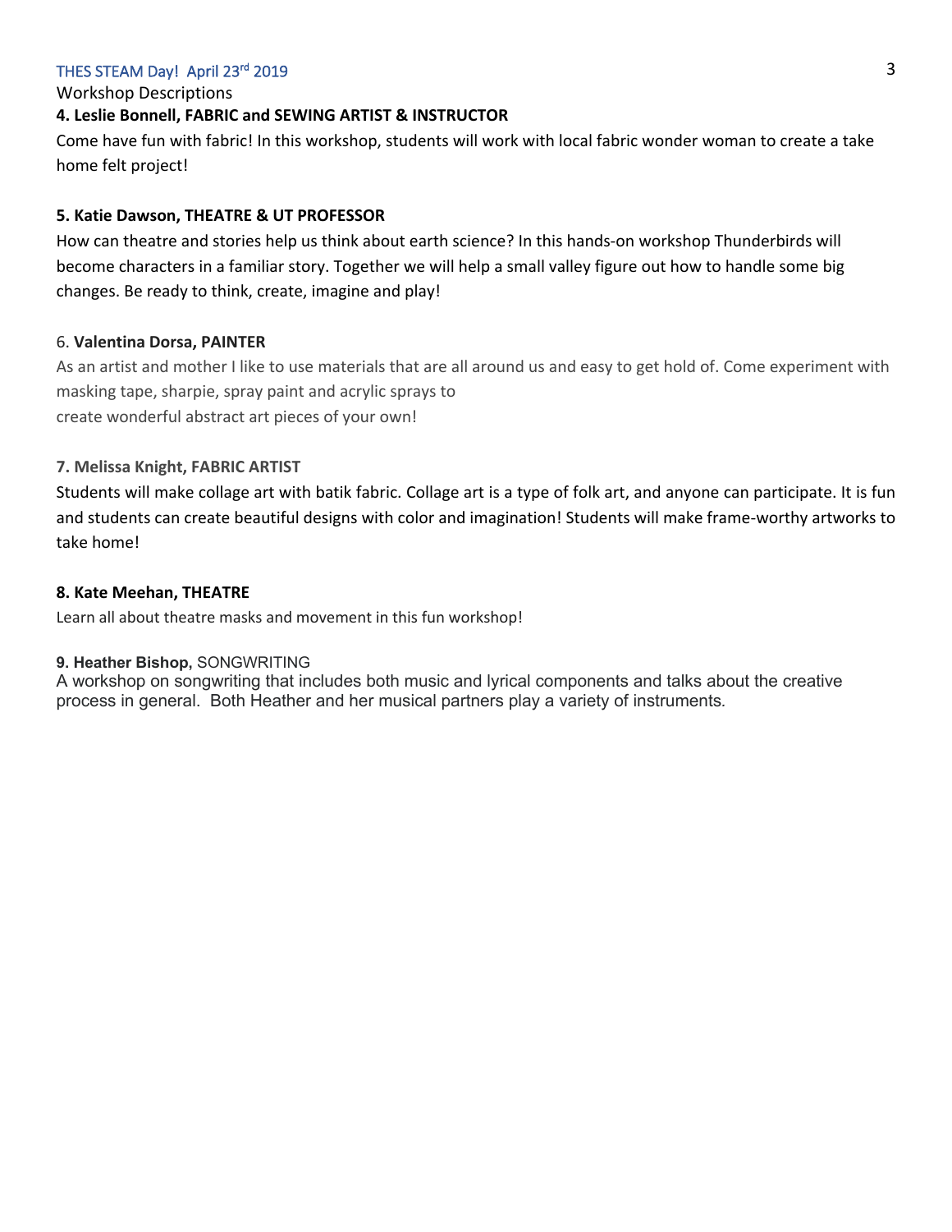THES STEAM Day! April 23rd 2019

Workshop Descriptions

**4. Leslie Bonnell, FABRIC and SEWING ARTIST & INSTRUCTOR**

Come have fun with fabric! In this workshop, students will work with local fabric wonder woman to create a take home felt project!

**5. Katie Dawson, THEATRE & UT PROFESSOR**

How can theatre and stories help us think about earth science? In this hands-on workshop Thunderbirds will become characters in a familiar story. Together we will help a small valley figure out how to handle some big changes. Be ready to think, create, imagine and play!

6. **Valentina Dorsa, PAINTER**

As an artist and mother I like to use materials that are all around us and easy to get hold of. Come experiment with masking tape, sharpie, spray paint and acrylic sprays to create wonderful abstract art pieces of your own!

**7. Melissa Knight, FABRIC ARTIST**

Students will make collage art with batik fabric. Collage art is a type of folk art, and anyone can participate. It is fun and students can create beautiful designs with color and imagination! Students will make frame-worthy artworks to take home!

**8. Kate Meehan, THEATRE**

Learn all about theatre masks and movement in this fun workshop!

**9. Heather Bishop**, SONGWRITING

A workshop on songwriting that includes both music and lyrical components and talks about the creative process in general. Both Heather and her musical partners play a variety of instruments.